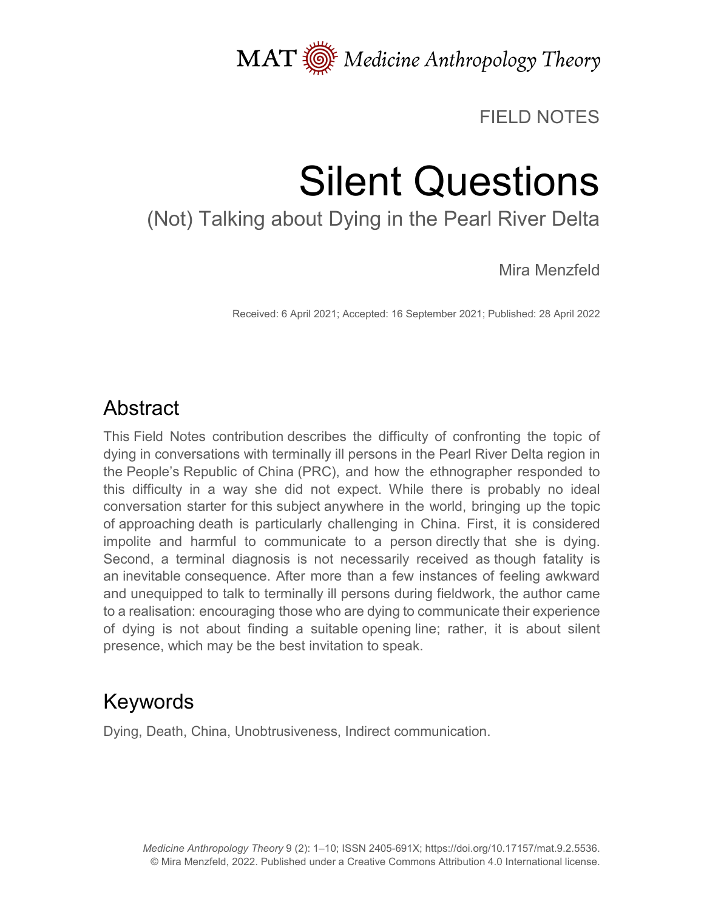FIELD NOTES

# Silent Questions

## (Not) Talking about Dying in the Pearl River Delta

Mira Menzfeld

Received: 6 April 2021; Accepted: 16 September 2021; Published: 28 April 2022

## Abstract

This Field Notes contribution describes the difficulty of confronting the topic of dying in conversations with terminally ill persons in the Pearl River Delta region in the People's Republic of China (PRC), and how the ethnographer responded to this difficulty in a way she did not expect. While there is probably no ideal conversation starter for this subject anywhere in the world, bringing up the topic of approaching death is particularly challenging in China. First, it is considered impolite and harmful to communicate to a person directly that she is dying. Second, a terminal diagnosis is not necessarily received as though fatality is an inevitable consequence. After more than a few instances of feeling awkward and unequipped to talk to terminally ill persons during fieldwork, the author came to a realisation: encouraging those who are dying to communicate their experience of dying is not about finding a suitable opening line; rather, it is about silent presence, which may be the best invitation to speak.

## Keywords

Dying, Death, China, Unobtrusiveness, Indirect communication.

*Medicine Anthropology Theory* 9 (2): 1–10; ISSN 2405-691X; https://doi.org/10.17157/mat.9.2.5536.
© Mira Menzfeld, 2022. Published under a Creative Commons Attribution 4.0 International license.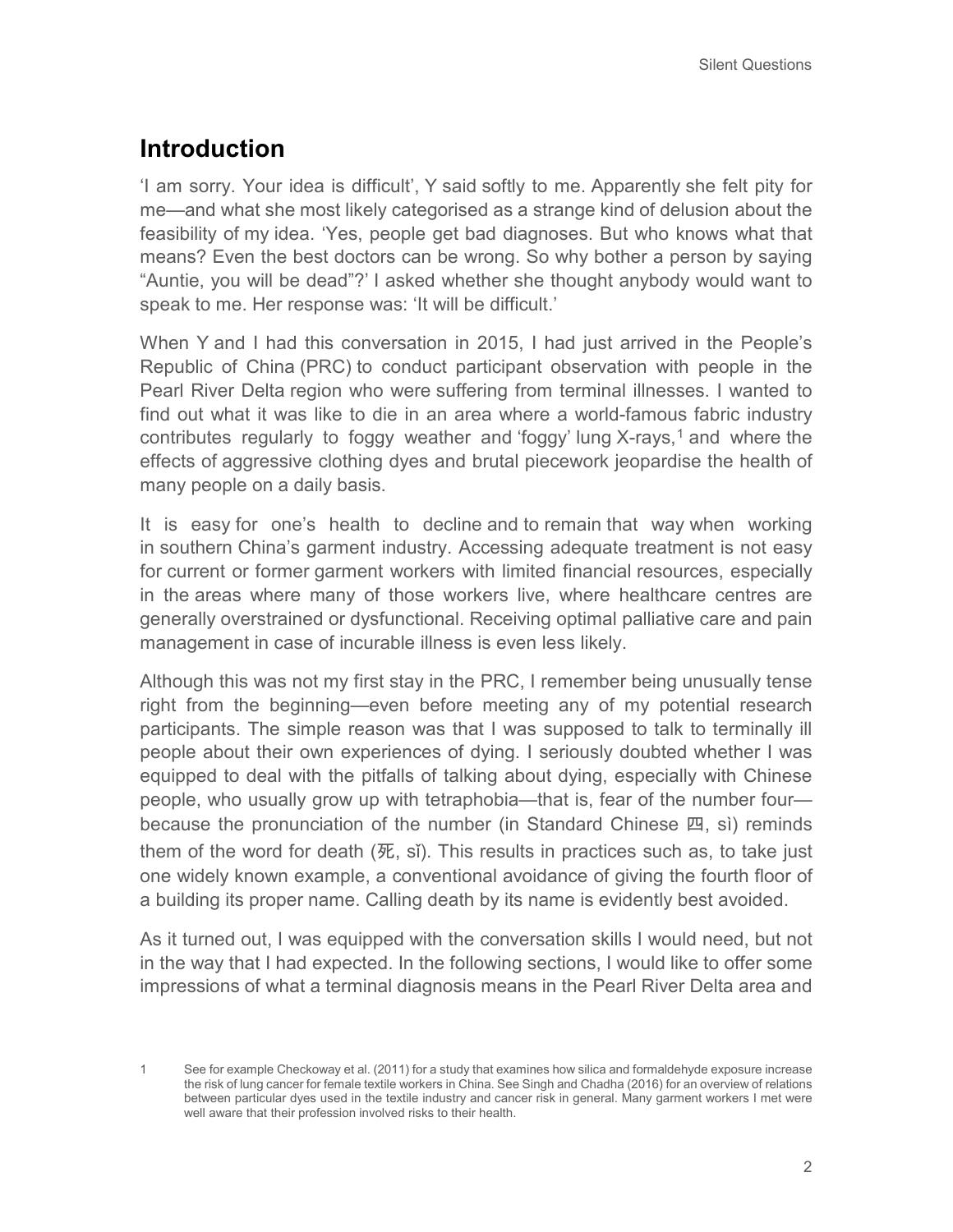## Introduction

'I am sorry. Your idea is difficult', Y said softly to me. Apparently she felt pity for me—and what she most likely categorised as a strange kind of delusion about the feasibility of my idea. 'Yes, people get bad diagnoses. But who knows what that means? Even the best doctors can be wrong. So why bother a person by saying "Auntie, you will be dead"?' I asked whether she thought anybody would want to speak to me. Her response was: 'It will be difficult.'

When Y and I had this conversation in 2015, I had just arrived in the People's Republic of China (PRC) to conduct participant observation with people in the Pearl River Delta region who were suffering from terminal illnesses. I wanted to find out what it was like to die in an area where a world-famous fabric industry contributes regularly to foggy weather and 'foggy' lung X-rays,[1] and where the effects of aggressive clothing dyes and brutal piecework jeopardise the health of many people on a daily basis.

It is easy for one's health to decline and to remain that way when working in southern China's garment industry. Accessing adequate treatment is not easy for current or former garment workers with limited financial resources, especially in the areas where many of those workers live, where healthcare centres are generally overstrained or dysfunctional. Receiving optimal palliative care and pain management in case of incurable illness is even less likely.

Although this was not my first stay in the PRC, I remember being unusually tense right from the beginning—even before meeting any of my potential research participants. The simple reason was that I was supposed to talk to terminally ill people about their own experiences of dying. I seriously doubted whether I was equipped to deal with the pitfalls of talking about dying, especially with Chinese people, who usually grow up with tetraphobia—that is, fear of the number four—because the pronunciation of the number (in Standard Chinese 四, sì) reminds them of the word for death (死, sǐ). This results in practices such as, to take just one widely known example, a conventional avoidance of giving the fourth floor of a building its proper name. Calling death by its name is evidently best avoided.

As it turned out, I was equipped with the conversation skills I would need, but not in the way that I had expected. In the following sections, I would like to offer some impressions of what a terminal diagnosis means in the Pearl River Delta area and

1 See for example Checkoway et al. (2011) for a study that examines how silica and formaldehyde exposure increase the risk of lung cancer for female textile workers in China. See Singh and Chadha (2016) for an overview of relations between particular dyes used in the textile industry and cancer risk in general. Many garment workers I met were well aware that their profession involved risks to their health.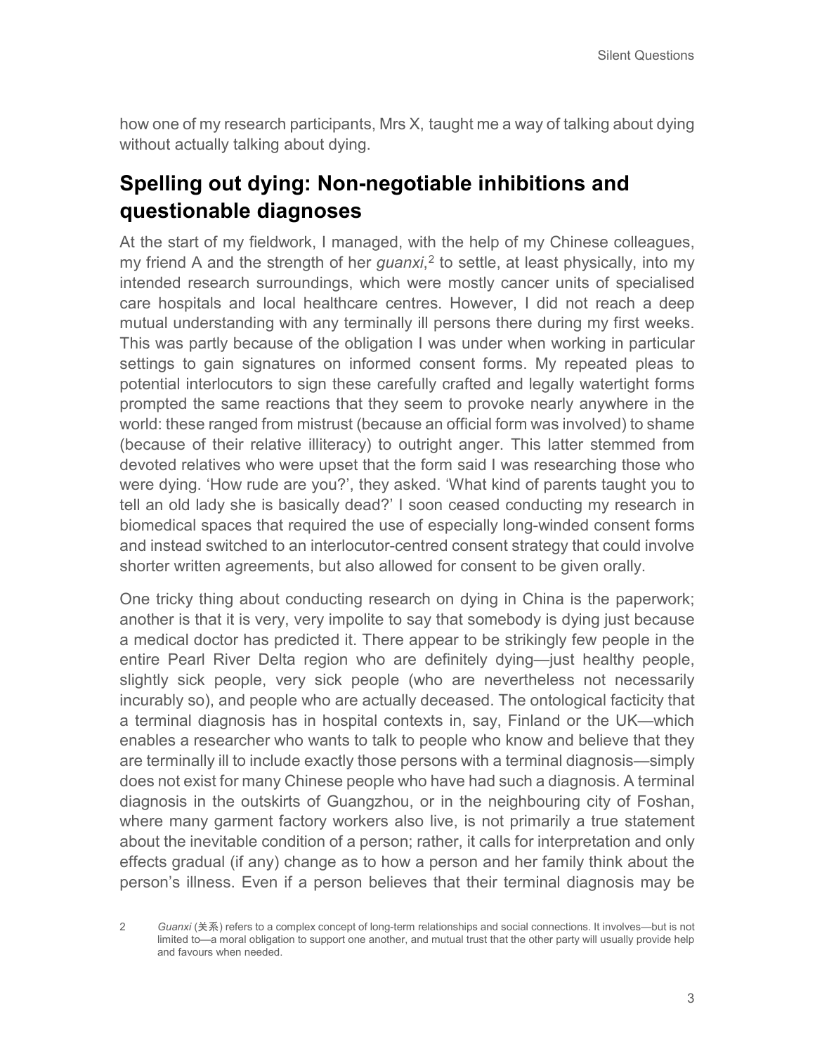how one of my research participants, Mrs X, taught me a way of talking about dying without actually talking about dying.

## Spelling out dying: Non-negotiable inhibitions and questionable diagnoses

At the start of my fieldwork, I managed, with the help of my Chinese colleagues, my friend A and the strength of her *guanxi*,[2] to settle, at least physically, into my intended research surroundings, which were mostly cancer units of specialised care hospitals and local healthcare centres. However, I did not reach a deep mutual understanding with any terminally ill persons there during my first weeks. This was partly because of the obligation I was under when working in particular settings to gain signatures on informed consent forms. My repeated pleas to potential interlocutors to sign these carefully crafted and legally watertight forms prompted the same reactions that they seem to provoke nearly anywhere in the world: these ranged from mistrust (because an official form was involved) to shame (because of their relative illiteracy) to outright anger. This latter stemmed from devoted relatives who were upset that the form said I was researching those who were dying. 'How rude are you?', they asked. 'What kind of parents taught you to tell an old lady she is basically dead?' I soon ceased conducting my research in biomedical spaces that required the use of especially long-winded consent forms and instead switched to an interlocutor-centred consent strategy that could involve shorter written agreements, but also allowed for consent to be given orally.

One tricky thing about conducting research on dying in China is the paperwork; another is that it is very, very impolite to say that somebody is dying just because a medical doctor has predicted it. There appear to be strikingly few people in the entire Pearl River Delta region who are definitely dying—just healthy people, slightly sick people, very sick people (who are nevertheless not necessarily incurably so), and people who are actually deceased. The ontological facticity that a terminal diagnosis has in hospital contexts in, say, Finland or the UK—which enables a researcher who wants to talk to people who know and believe that they are terminally ill to include exactly those persons with a terminal diagnosis—simply does not exist for many Chinese people who have had such a diagnosis. A terminal diagnosis in the outskirts of Guangzhou, or in the neighbouring city of Foshan, where many garment factory workers also live, is not primarily a true statement about the inevitable condition of a person; rather, it calls for interpretation and only effects gradual (if any) change as to how a person and her family think about the person's illness. Even if a person believes that their terminal diagnosis may be

2 *Guanxi* (关系) refers to a complex concept of long-term relationships and social connections. It involves—but is not limited to—a moral obligation to support one another, and mutual trust that the other party will usually provide help and favours when needed.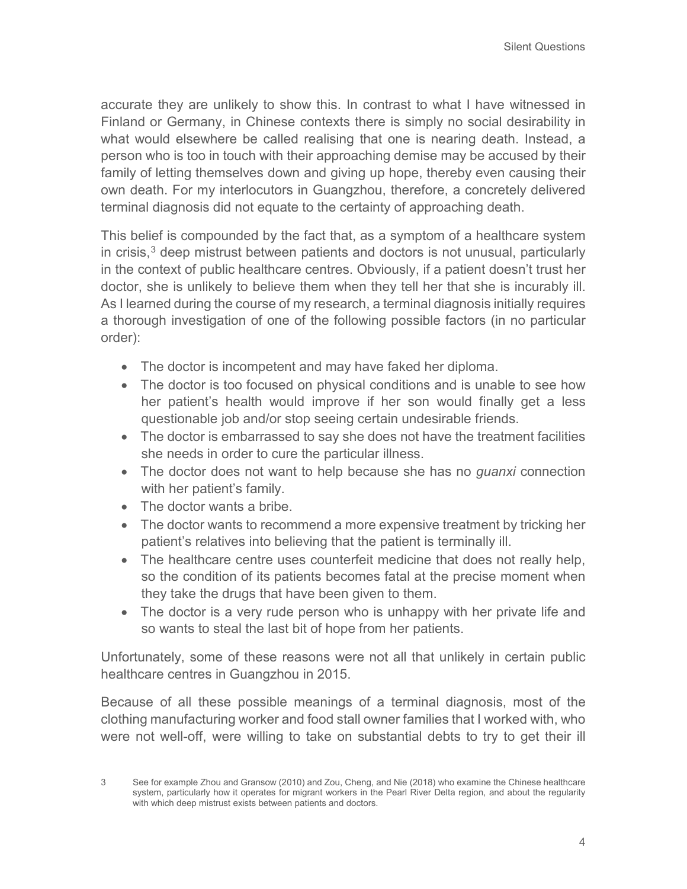accurate they are unlikely to show this. In contrast to what I have witnessed in Finland or Germany, in Chinese contexts there is simply no social desirability in what would elsewhere be called realising that one is nearing death. Instead, a person who is too in touch with their approaching demise may be accused by their family of letting themselves down and giving up hope, thereby even causing their own death. For my interlocutors in Guangzhou, therefore, a concretely delivered terminal diagnosis did not equate to the certainty of approaching death.

This belief is compounded by the fact that, as a symptom of a healthcare system in crisis,[3] deep mistrust between patients and doctors is not unusual, particularly in the context of public healthcare centres. Obviously, if a patient doesn't trust her doctor, she is unlikely to believe them when they tell her that she is incurably ill. As I learned during the course of my research, a terminal diagnosis initially requires a thorough investigation of one of the following possible factors (in no particular order):

- The doctor is incompetent and may have faked her diploma.
- The doctor is too focused on physical conditions and is unable to see how her patient's health would improve if her son would finally get a less questionable job and/or stop seeing certain undesirable friends.
- The doctor is embarrassed to say she does not have the treatment facilities she needs in order to cure the particular illness.
- The doctor does not want to help because she has no *guanxi* connection with her patient's family.
- The doctor wants a bribe.
- The doctor wants to recommend a more expensive treatment by tricking her patient's relatives into believing that the patient is terminally ill.
- The healthcare centre uses counterfeit medicine that does not really help, so the condition of its patients becomes fatal at the precise moment when they take the drugs that have been given to them.
- The doctor is a very rude person who is unhappy with her private life and so wants to steal the last bit of hope from her patients.

Unfortunately, some of these reasons were not all that unlikely in certain public healthcare centres in Guangzhou in 2015.

Because of all these possible meanings of a terminal diagnosis, most of the clothing manufacturing worker and food stall owner families that I worked with, who were not well-off, were willing to take on substantial debts to try to get their ill

3 See for example Zhou and Gransow (2010) and Zou, Cheng, and Nie (2018) who examine the Chinese healthcare system, particularly how it operates for migrant workers in the Pearl River Delta region, and about the regularity with which deep mistrust exists between patients and doctors.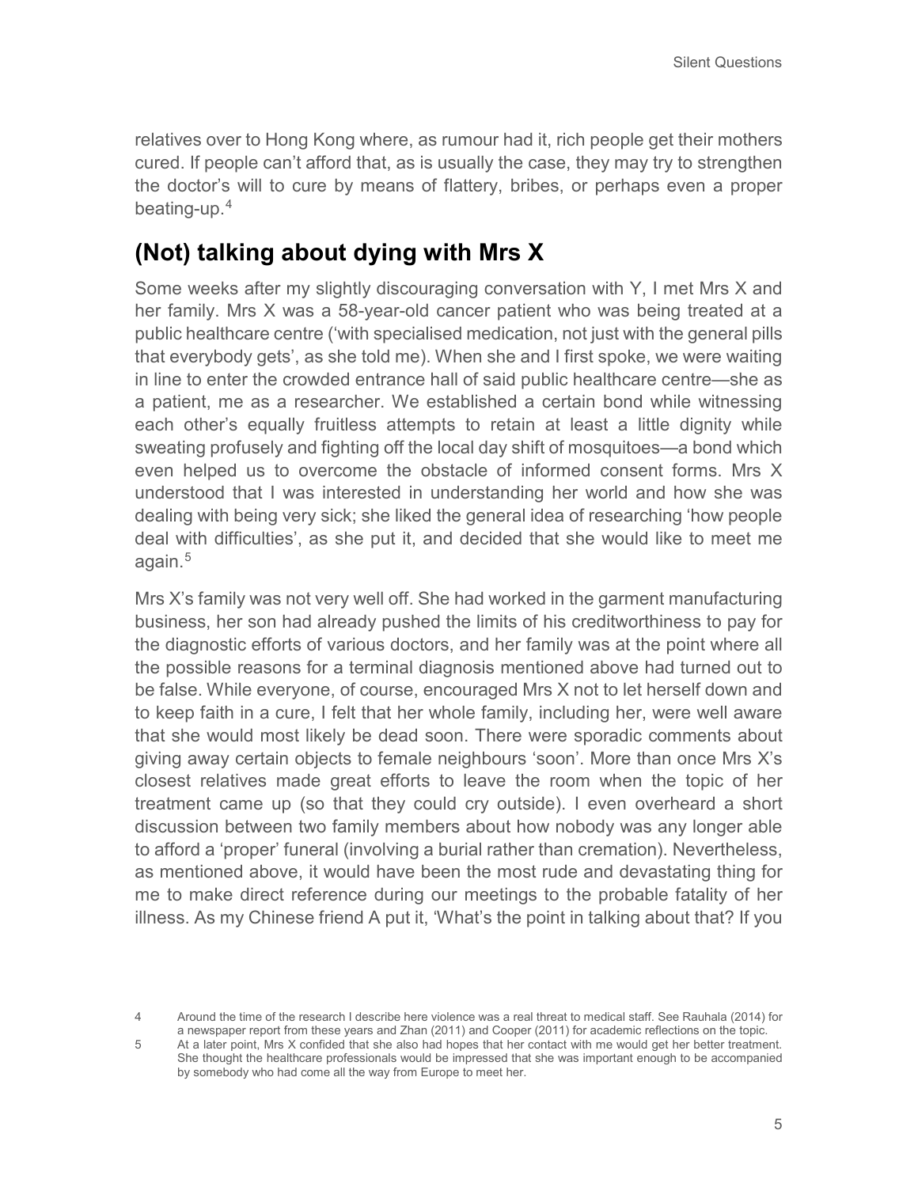relatives over to Hong Kong where, as rumour had it, rich people get their mothers cured. If people can't afford that, as is usually the case, they may try to strengthen the doctor's will to cure by means of flattery, bribes, or perhaps even a proper beating-up.[4]

## (Not) talking about dying with Mrs X

Some weeks after my slightly discouraging conversation with Y, I met Mrs X and her family. Mrs X was a 58-year-old cancer patient who was being treated at a public healthcare centre ('with specialised medication, not just with the general pills that everybody gets', as she told me). When she and I first spoke, we were waiting in line to enter the crowded entrance hall of said public healthcare centre—she as a patient, me as a researcher. We established a certain bond while witnessing each other's equally fruitless attempts to retain at least a little dignity while sweating profusely and fighting off the local day shift of mosquitoes—a bond which even helped us to overcome the obstacle of informed consent forms. Mrs X understood that I was interested in understanding her world and how she was dealing with being very sick; she liked the general idea of researching 'how people deal with difficulties', as she put it, and decided that she would like to meet me again.[5]

Mrs X's family was not very well off. She had worked in the garment manufacturing business, her son had already pushed the limits of his creditworthiness to pay for the diagnostic efforts of various doctors, and her family was at the point where all the possible reasons for a terminal diagnosis mentioned above had turned out to be false. While everyone, of course, encouraged Mrs X not to let herself down and to keep faith in a cure, I felt that her whole family, including her, were well aware that she would most likely be dead soon. There were sporadic comments about giving away certain objects to female neighbours 'soon'. More than once Mrs X's closest relatives made great efforts to leave the room when the topic of her treatment came up (so that they could cry outside). I even overheard a short discussion between two family members about how nobody was any longer able to afford a 'proper' funeral (involving a burial rather than cremation). Nevertheless, as mentioned above, it would have been the most rude and devastating thing for me to make direct reference during our meetings to the probable fatality of her illness. As my Chinese friend A put it, 'What's the point in talking about that? If you

4 Around the time of the research I describe here violence was a real threat to medical staff. See Rauhala (2014) for a newspaper report from these years and Zhan (2011) and Cooper (2011) for academic reflections on the topic.

5 At a later point, Mrs X confided that she also had hopes that her contact with me would get her better treatment. She thought the healthcare professionals would be impressed that she was important enough to be accompanied by somebody who had come all the way from Europe to meet her.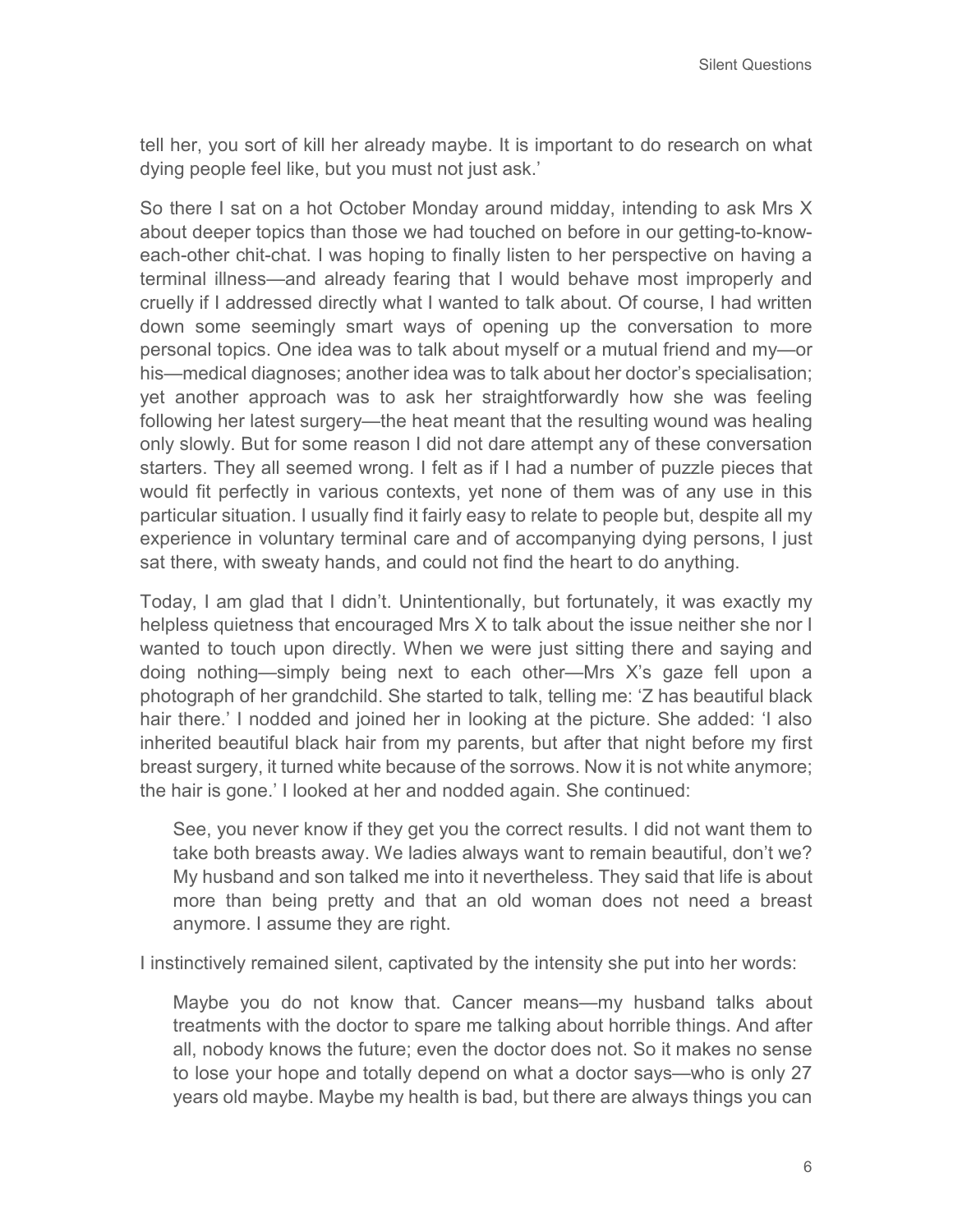tell her, you sort of kill her already maybe. It is important to do research on what dying people feel like, but you must not just ask.'

So there I sat on a hot October Monday around midday, intending to ask Mrs X about deeper topics than those we had touched on before in our getting-to-know-each-other chit-chat. I was hoping to finally listen to her perspective on having a terminal illness—and already fearing that I would behave most improperly and cruelly if I addressed directly what I wanted to talk about. Of course, I had written down some seemingly smart ways of opening up the conversation to more personal topics. One idea was to talk about myself or a mutual friend and my—or his—medical diagnoses; another idea was to talk about her doctor's specialisation; yet another approach was to ask her straightforwardly how she was feeling following her latest surgery—the heat meant that the resulting wound was healing only slowly. But for some reason I did not dare attempt any of these conversation starters. They all seemed wrong. I felt as if I had a number of puzzle pieces that would fit perfectly in various contexts, yet none of them was of any use in this particular situation. I usually find it fairly easy to relate to people but, despite all my experience in voluntary terminal care and of accompanying dying persons, I just sat there, with sweaty hands, and could not find the heart to do anything.

Today, I am glad that I didn't. Unintentionally, but fortunately, it was exactly my helpless quietness that encouraged Mrs X to talk about the issue neither she nor I wanted to touch upon directly. When we were just sitting there and saying and doing nothing—simply being next to each other—Mrs X's gaze fell upon a photograph of her grandchild. She started to talk, telling me: 'Z has beautiful black hair there.' I nodded and joined her in looking at the picture. She added: 'I also inherited beautiful black hair from my parents, but after that night before my first breast surgery, it turned white because of the sorrows. Now it is not white anymore; the hair is gone.' I looked at her and nodded again. She continued:

> See, you never know if they get you the correct results. I did not want them to take both breasts away. We ladies always want to remain beautiful, don't we? My husband and son talked me into it nevertheless. They said that life is about more than being pretty and that an old woman does not need a breast anymore. I assume they are right.

I instinctively remained silent, captivated by the intensity she put into her words:

> Maybe you do not know that. Cancer means—my husband talks about treatments with the doctor to spare me talking about horrible things. And after all, nobody knows the future; even the doctor does not. So it makes no sense to lose your hope and totally depend on what a doctor says—who is only 27 years old maybe. Maybe my health is bad, but there are always things you can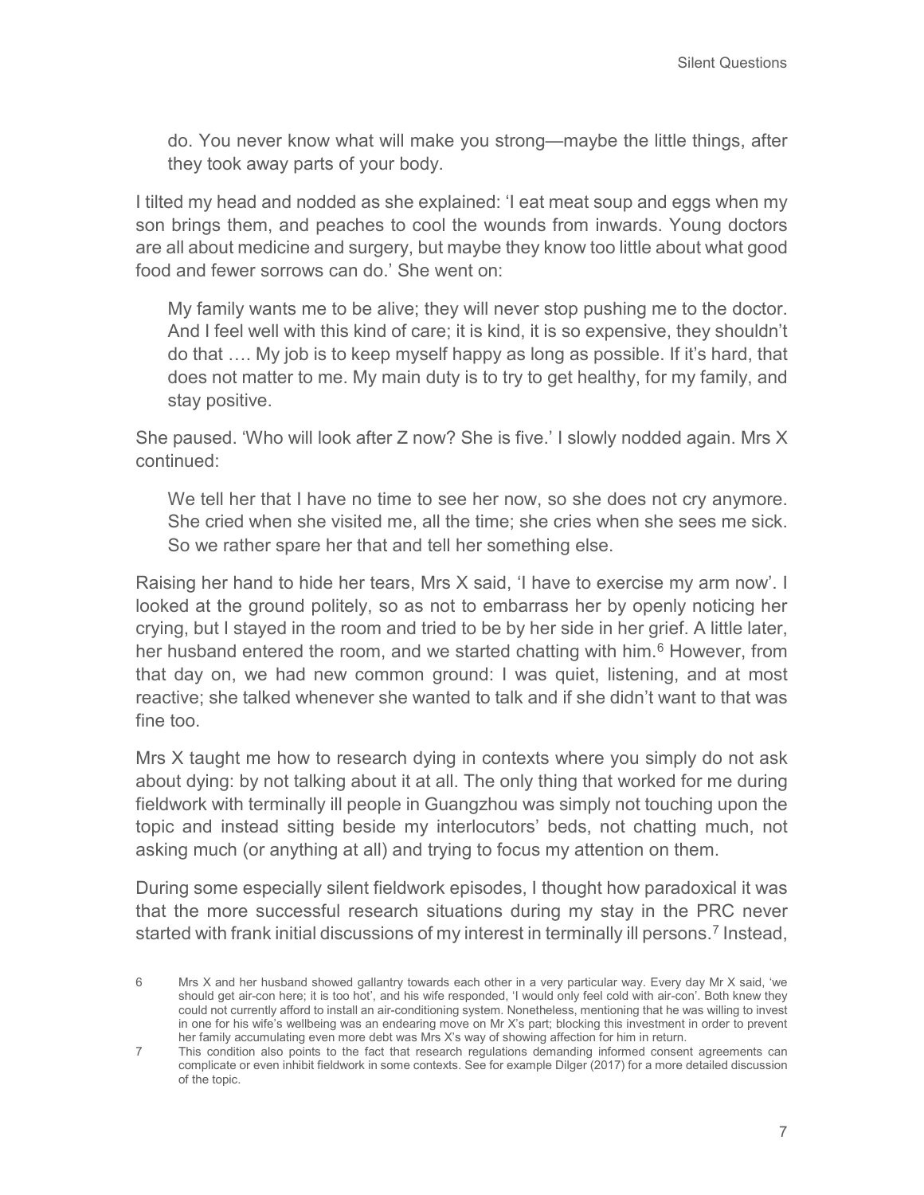> do. You never know what will make you strong—maybe the little things, after they took away parts of your body.

I tilted my head and nodded as she explained: 'I eat meat soup and eggs when my son brings them, and peaches to cool the wounds from inwards. Young doctors are all about medicine and surgery, but maybe they know too little about what good food and fewer sorrows can do.' She went on:

> My family wants me to be alive; they will never stop pushing me to the doctor. And I feel well with this kind of care; it is kind, it is so expensive, they shouldn't do that …. My job is to keep myself happy as long as possible. If it's hard, that does not matter to me. My main duty is to try to get healthy, for my family, and stay positive.

She paused. 'Who will look after Z now? She is five.' I slowly nodded again. Mrs X continued:

> We tell her that I have no time to see her now, so she does not cry anymore. She cried when she visited me, all the time; she cries when she sees me sick. So we rather spare her that and tell her something else.

Raising her hand to hide her tears, Mrs X said, 'I have to exercise my arm now'. I looked at the ground politely, so as not to embarrass her by openly noticing her crying, but I stayed in the room and tried to be by her side in her grief. A little later, her husband entered the room, and we started chatting with him.[6] However, from that day on, we had new common ground: I was quiet, listening, and at most reactive; she talked whenever she wanted to talk and if she didn't want to that was fine too.

Mrs X taught me how to research dying in contexts where you simply do not ask about dying: by not talking about it at all. The only thing that worked for me during fieldwork with terminally ill people in Guangzhou was simply not touching upon the topic and instead sitting beside my interlocutors' beds, not chatting much, not asking much (or anything at all) and trying to focus my attention on them.

During some especially silent fieldwork episodes, I thought how paradoxical it was that the more successful research situations during my stay in the PRC never started with frank initial discussions of my interest in terminally ill persons.[7] Instead,

6 Mrs X and her husband showed gallantry towards each other in a very particular way. Every day Mr X said, 'we should get air-con here; it is too hot', and his wife responded, 'I would only feel cold with air-con'. Both knew they could not currently afford to install an air-conditioning system. Nonetheless, mentioning that he was willing to invest in one for his wife's wellbeing was an endearing move on Mr X's part; blocking this investment in order to prevent her family accumulating even more debt was Mrs X's way of showing affection for him in return.

7 This condition also points to the fact that research regulations demanding informed consent agreements can complicate or even inhibit fieldwork in some contexts. See for example Dilger (2017) for a more detailed discussion of the topic.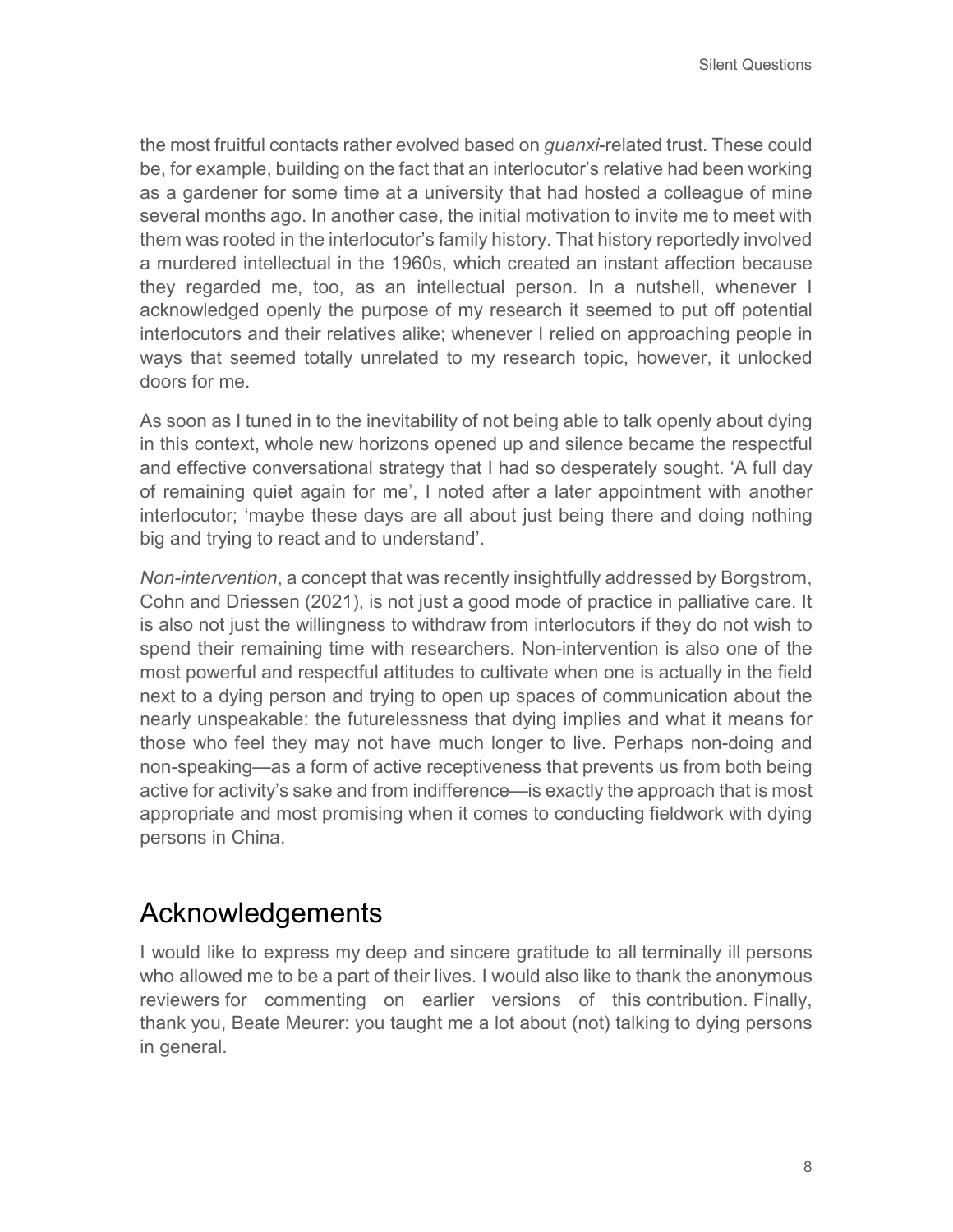the most fruitful contacts rather evolved based on *guanxi*-related trust. These could be, for example, building on the fact that an interlocutor's relative had been working as a gardener for some time at a university that had hosted a colleague of mine several months ago. In another case, the initial motivation to invite me to meet with them was rooted in the interlocutor's family history. That history reportedly involved a murdered intellectual in the 1960s, which created an instant affection because they regarded me, too, as an intellectual person. In a nutshell, whenever I acknowledged openly the purpose of my research it seemed to put off potential interlocutors and their relatives alike; whenever I relied on approaching people in ways that seemed totally unrelated to my research topic, however, it unlocked doors for me.

As soon as I tuned in to the inevitability of not being able to talk openly about dying in this context, whole new horizons opened up and silence became the respectful and effective conversational strategy that I had so desperately sought. 'A full day of remaining quiet again for me', I noted after a later appointment with another interlocutor; 'maybe these days are all about just being there and doing nothing big and trying to react and to understand'.

*Non-intervention*, a concept that was recently insightfully addressed by Borgstrom, Cohn and Driessen (2021), is not just a good mode of practice in palliative care. It is also not just the willingness to withdraw from interlocutors if they do not wish to spend their remaining time with researchers. Non-intervention is also one of the most powerful and respectful attitudes to cultivate when one is actually in the field next to a dying person and trying to open up spaces of communication about the nearly unspeakable: the futurelessness that dying implies and what it means for those who feel they may not have much longer to live. Perhaps non-doing and non-speaking—as a form of active receptiveness that prevents us from both being active for activity's sake and from indifference—is exactly the approach that is most appropriate and most promising when it comes to conducting fieldwork with dying persons in China.

## Acknowledgements

I would like to express my deep and sincere gratitude to all terminally ill persons who allowed me to be a part of their lives. I would also like to thank the anonymous reviewers for commenting on earlier versions of this contribution. Finally, thank you, Beate Meurer: you taught me a lot about (not) talking to dying persons in general.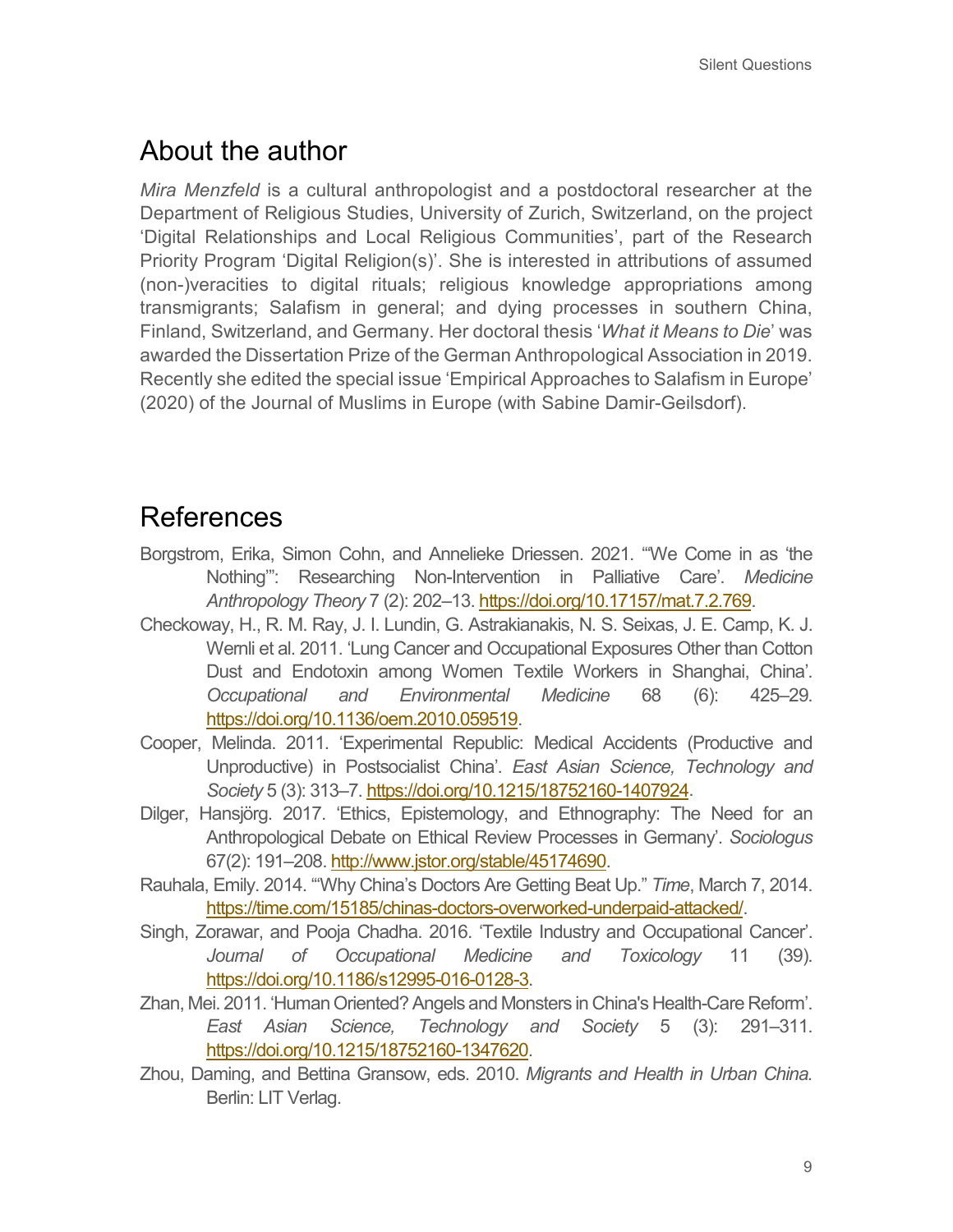## About the author

*Mira Menzfeld* is a cultural anthropologist and a postdoctoral researcher at the Department of Religious Studies, University of Zurich, Switzerland, on the project 'Digital Relationships and Local Religious Communities', part of the Research Priority Program 'Digital Religion(s)'. She is interested in attributions of assumed (non-)veracities to digital rituals; religious knowledge appropriations among transmigrants; Salafism in general; and dying processes in southern China, Finland, Switzerland, and Germany. Her doctoral thesis '*What it Means to Die*' was awarded the Dissertation Prize of the German Anthropological Association in 2019. Recently she edited the special issue 'Empirical Approaches to Salafism in Europe' (2020) of the Journal of Muslims in Europe (with Sabine Damir-Geilsdorf).

## References

Borgstrom, Erika, Simon Cohn, and Annelieke Driessen. 2021. '"We Come in as 'the Nothing'": Researching Non-Intervention in Palliative Care'. *Medicine Anthropology Theory* 7 (2): 202–13. https://doi.org/10.17157/mat.7.2.769.

Checkoway, H., R. M. Ray, J. I. Lundin, G. Astrakianakis, N. S. Seixas, J. E. Camp, K. J. Wernli et al. 2011. 'Lung Cancer and Occupational Exposures Other than Cotton Dust and Endotoxin among Women Textile Workers in Shanghai, China'. *Occupational and Environmental Medicine* 68 (6): 425–29. https://doi.org/10.1136/oem.2010.059519.

Cooper, Melinda. 2011. 'Experimental Republic: Medical Accidents (Productive and Unproductive) in Postsocialist China'. *East Asian Science, Technology and Society* 5 (3): 313–7. https://doi.org/10.1215/18752160-1407924.

Dilger, Hansjörg. 2017. 'Ethics, Epistemology, and Ethnography: The Need for an Anthropological Debate on Ethical Review Processes in Germany'. *Sociologus* 67(2): 191–208. http://www.jstor.org/stable/45174690.

Rauhala, Emily. 2014. '"Why China's Doctors Are Getting Beat Up." *Time*, March 7, 2014. https://time.com/15185/chinas-doctors-overworked-underpaid-attacked/.

Singh, Zorawar, and Pooja Chadha. 2016. 'Textile Industry and Occupational Cancer'. *Journal of Occupational Medicine and Toxicology* 11 (39). https://doi.org/10.1186/s12995-016-0128-3.

Zhan, Mei. 2011. 'Human Oriented? Angels and Monsters in China's Health-Care Reform'. *East Asian Science, Technology and Society* 5 (3): 291–311. https://doi.org/10.1215/18752160-1347620.

Zhou, Daming, and Bettina Gransow, eds. 2010. *Migrants and Health in Urban China.* Berlin: LIT Verlag.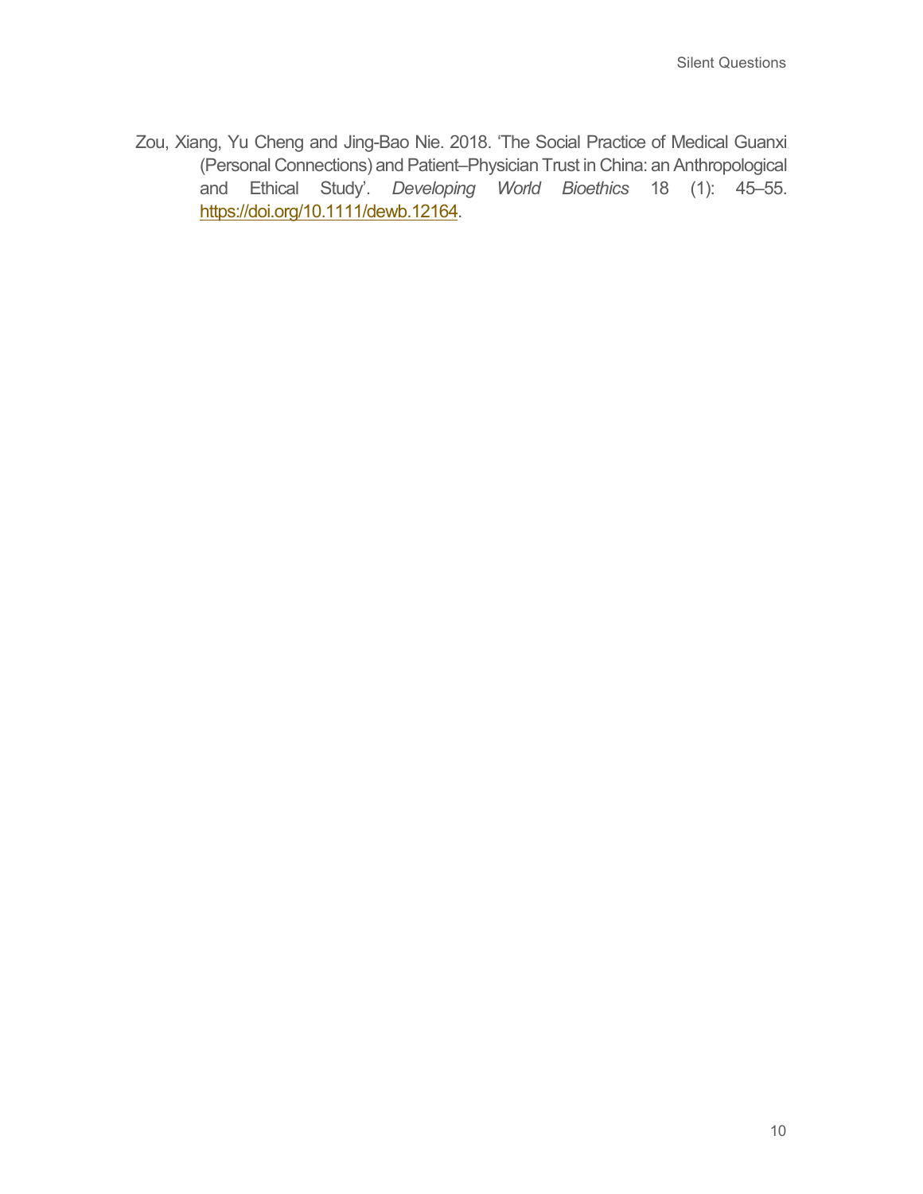Zou, Xiang, Yu Cheng and Jing-Bao Nie. 2018. 'The Social Practice of Medical Guanxi (Personal Connections) and Patient–Physician Trust in China: an Anthropological and Ethical Study'. *Developing World Bioethics* 18 (1): 45–55. https://doi.org/10.1111/dewb.12164.